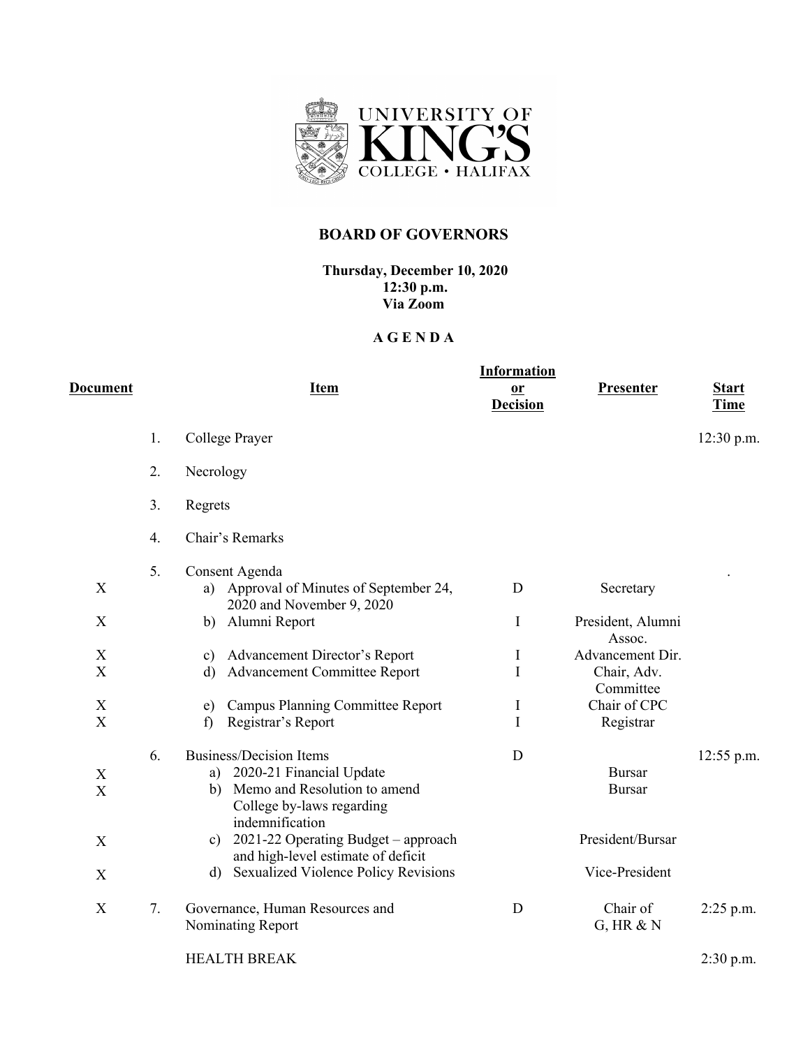# UNIVERSITY OF KING'S COLLEGE • HALIFAX

## BOARD OF GOVERNORS

**Thursday, December 10, 2020**
**12:30 p.m.**
**Via Zoom**

**A G E N D A**

| Document | | Item | Information or Decision | Presenter | Start Time |
|---|---|---|---|---|---|
| | 1. | College Prayer | | | 12:30 p.m. |
| | 2. | Necrology | | | |
| | 3. | Regrets | | | |
| | 4. | Chair's Remarks | | | |
| | 5. | Consent Agenda | | | . |
| X | | a) Approval of Minutes of September 24, 2020 and November 9, 2020 | D | Secretary | |
| X | | b) Alumni Report | I | President, Alumni Assoc. | |
| X | | c) Advancement Director's Report | I | Advancement Dir. | |
| X | | d) Advancement Committee Report | I | Chair, Adv. Committee | |
| X | | e) Campus Planning Committee Report | I | Chair of CPC | |
| X | | f) Registrar's Report | I | Registrar | |
| | 6. | Business/Decision Items | D | | 12:55 p.m. |
| X | | a) 2020-21 Financial Update | | Bursar | |
| X | | b) Memo and Resolution to amend College by-laws regarding indemnification | | Bursar | |
| X | | c) 2021-22 Operating Budget – approach and high-level estimate of deficit | | President/Bursar | |
| X | | d) Sexualized Violence Policy Revisions | | Vice-President | |
| X | 7. | Governance, Human Resources and Nominating Report | D | Chair of G, HR & N | 2:25 p.m. |
| | | HEALTH BREAK | | | 2:30 p.m. |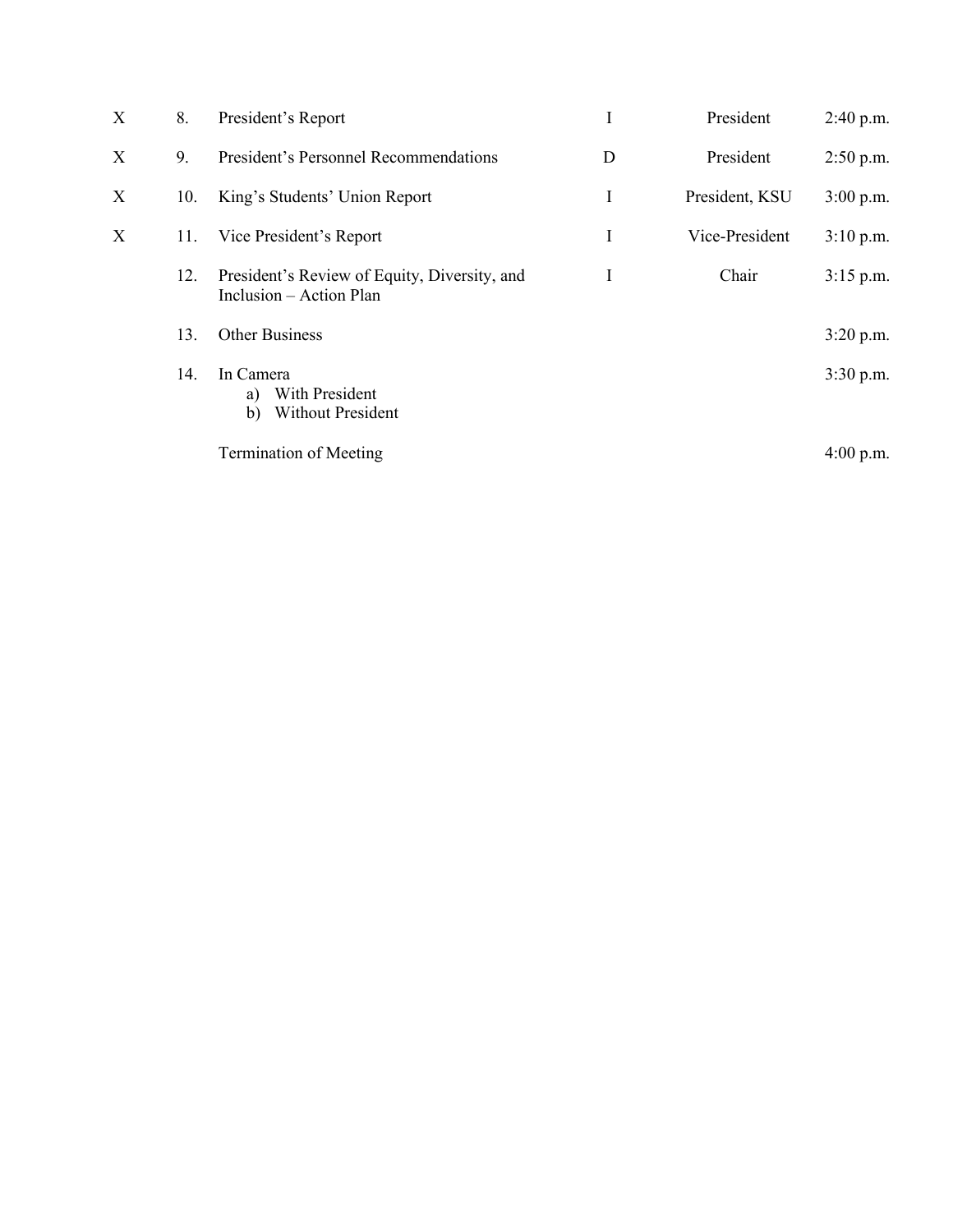| | | | | | |
|---|---|---|---|---|---|
| X | 8. | President's Report | I | President | 2:40 p.m. |
| X | 9. | President's Personnel Recommendations | D | President | 2:50 p.m. |
| X | 10. | King's Students' Union Report | I | President, KSU | 3:00 p.m. |
| X | 11. | Vice President's Report | I | Vice-President | 3:10 p.m. |
| | 12. | President's Review of Equity, Diversity, and Inclusion – Action Plan | I | Chair | 3:15 p.m. |
| | 13. | Other Business | | | 3:20 p.m. |
| | 14. | In Camera<br>a) With President<br>b) Without President | | | 3:30 p.m. |
| | | Termination of Meeting | | | 4:00 p.m. |